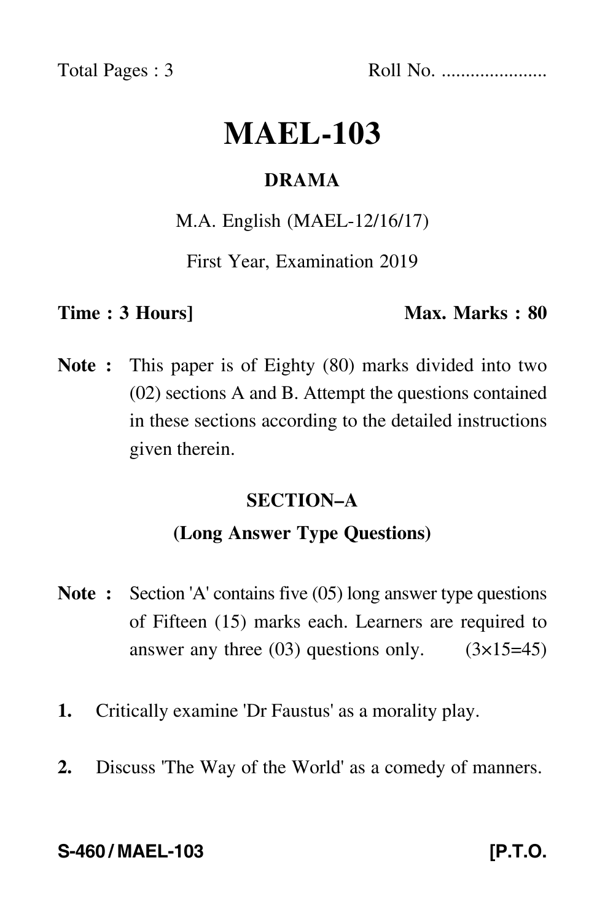Total Pages : 3 Roll No. .....................

# MAEL-103

## DRAMA

M.A. English (MAEL-12/16/17)

First Year, Examination 2019

**Time : 3 Hours]** **Max. Marks : 80**

**Note :** This paper is of Eighty (80) marks divided into two (02) sections A and B. Attempt the questions contained in these sections according to the detailed instructions given therein.

### SECTION–A

### (Long Answer Type Questions)

**Note :** Section 'A' contains five (05) long answer type questions of Fifteen (15) marks each. Learners are required to answer any three (03) questions only. (3×15=45)

1. Critically examine 'Dr Faustus' as a morality play.

2. Discuss 'The Way of the World' as a comedy of manners.

**S-460 / MAEL-103** **[P.T.O.**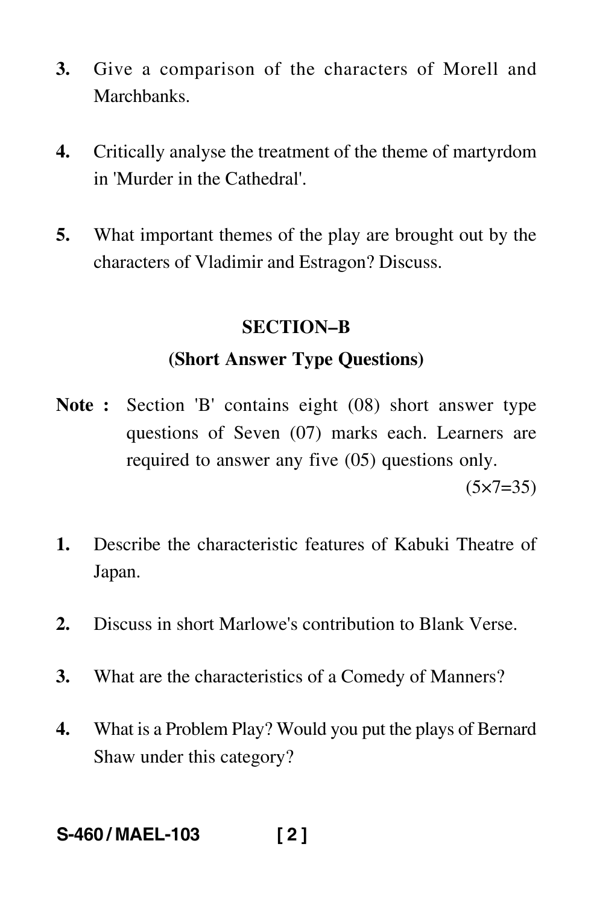**3.** Give a comparison of the characters of Morell and Marchbanks.

**4.** Critically analyse the treatment of the theme of martyrdom in 'Murder in the Cathedral'.

**5.** What important themes of the play are brought out by the characters of Vladimir and Estragon? Discuss.

## SECTION–B

### (Short Answer Type Questions)

**Note :** Section 'B' contains eight (08) short answer type questions of Seven (07) marks each. Learners are required to answer any five (05) questions only.

(5×7=35)

**1.** Describe the characteristic features of Kabuki Theatre of Japan.

**2.** Discuss in short Marlowe's contribution to Blank Verse.

**3.** What are the characteristics of a Comedy of Manners?

**4.** What is a Problem Play? Would you put the plays of Bernard Shaw under this category?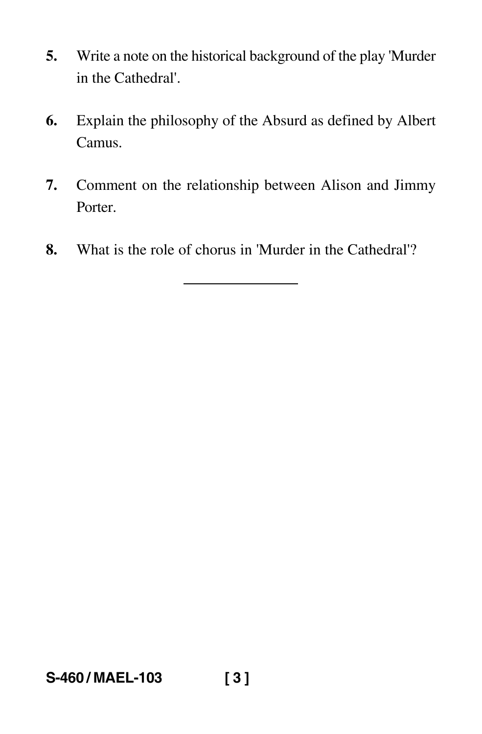**5.** Write a note on the historical background of the play 'Murder in the Cathedral'.

**6.** Explain the philosophy of the Absurd as defined by Albert Camus.

**7.** Comment on the relationship between Alison and Jimmy Porter.

**8.** What is the role of chorus in 'Murder in the Cathedral'?

---